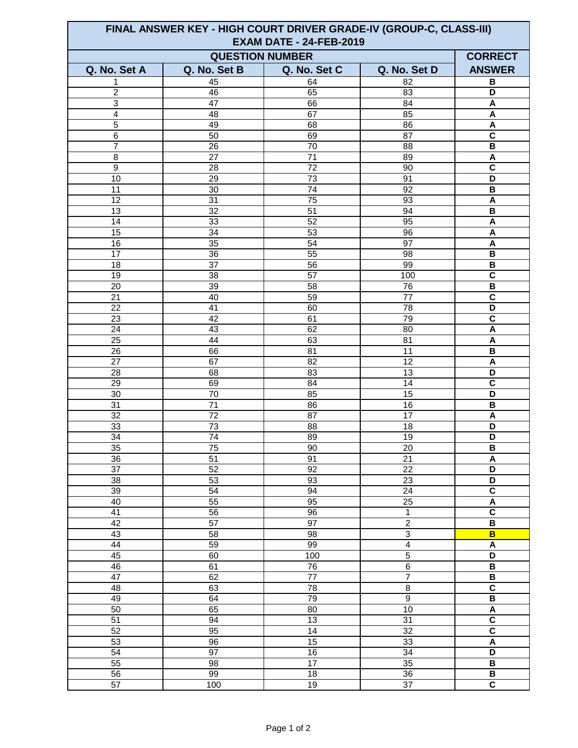# FINAL ANSWER KEY - HIGH COURT DRIVER GRADE-IV (GROUP-C, CLASS-III)
## EXAM DATE - 24-FEB-2019

| QUESTION NUMBER | | | | CORRECT |
|---|---|---|---|---|
| Q. No. Set A | Q. No. Set B | Q. No. Set C | Q. No. Set D | ANSWER |
| 1 | 45 | 64 | 82 | B |
| 2 | 46 | 65 | 83 | D |
| 3 | 47 | 66 | 84 | A |
| 4 | 48 | 67 | 85 | A |
| 5 | 49 | 68 | 86 | A |
| 6 | 50 | 69 | 87 | C |
| 7 | 26 | 70 | 88 | B |
| 8 | 27 | 71 | 89 | A |
| 9 | 28 | 72 | 90 | C |
| 10 | 29 | 73 | 91 | D |
| 11 | 30 | 74 | 92 | B |
| 12 | 31 | 75 | 93 | A |
| 13 | 32 | 51 | 94 | B |
| 14 | 33 | 52 | 95 | A |
| 15 | 34 | 53 | 96 | A |
| 16 | 35 | 54 | 97 | A |
| 17 | 36 | 55 | 98 | B |
| 18 | 37 | 56 | 99 | B |
| 19 | 38 | 57 | 100 | C |
| 20 | 39 | 58 | 76 | B |
| 21 | 40 | 59 | 77 | C |
| 22 | 41 | 60 | 78 | D |
| 23 | 42 | 61 | 79 | C |
| 24 | 43 | 62 | 80 | A |
| 25 | 44 | 63 | 81 | A |
| 26 | 66 | 81 | 11 | B |
| 27 | 67 | 82 | 12 | A |
| 28 | 68 | 83 | 13 | D |
| 29 | 69 | 84 | 14 | C |
| 30 | 70 | 85 | 15 | D |
| 31 | 71 | 86 | 16 | B |
| 32 | 72 | 87 | 17 | A |
| 33 | 73 | 88 | 18 | D |
| 34 | 74 | 89 | 19 | D |
| 35 | 75 | 90 | 20 | B |
| 36 | 51 | 91 | 21 | A |
| 37 | 52 | 92 | 22 | D |
| 38 | 53 | 93 | 23 | D |
| 39 | 54 | 94 | 24 | C |
| 40 | 55 | 95 | 25 | A |
| 41 | 56 | 96 | 1 | C |
| 42 | 57 | 97 | 2 | B |
| 43 | 58 | 98 | 3 | B |
| 44 | 59 | 99 | 4 | A |
| 45 | 60 | 100 | 5 | D |
| 46 | 61 | 76 | 6 | B |
| 47 | 62 | 77 | 7 | B |
| 48 | 63 | 78 | 8 | C |
| 49 | 64 | 79 | 9 | B |
| 50 | 65 | 80 | 10 | A |
| 51 | 94 | 13 | 31 | C |
| 52 | 95 | 14 | 32 | C |
| 53 | 96 | 15 | 33 | A |
| 54 | 97 | 16 | 34 | D |
| 55 | 98 | 17 | 35 | B |
| 56 | 99 | 18 | 36 | B |
| 57 | 100 | 19 | 37 | C |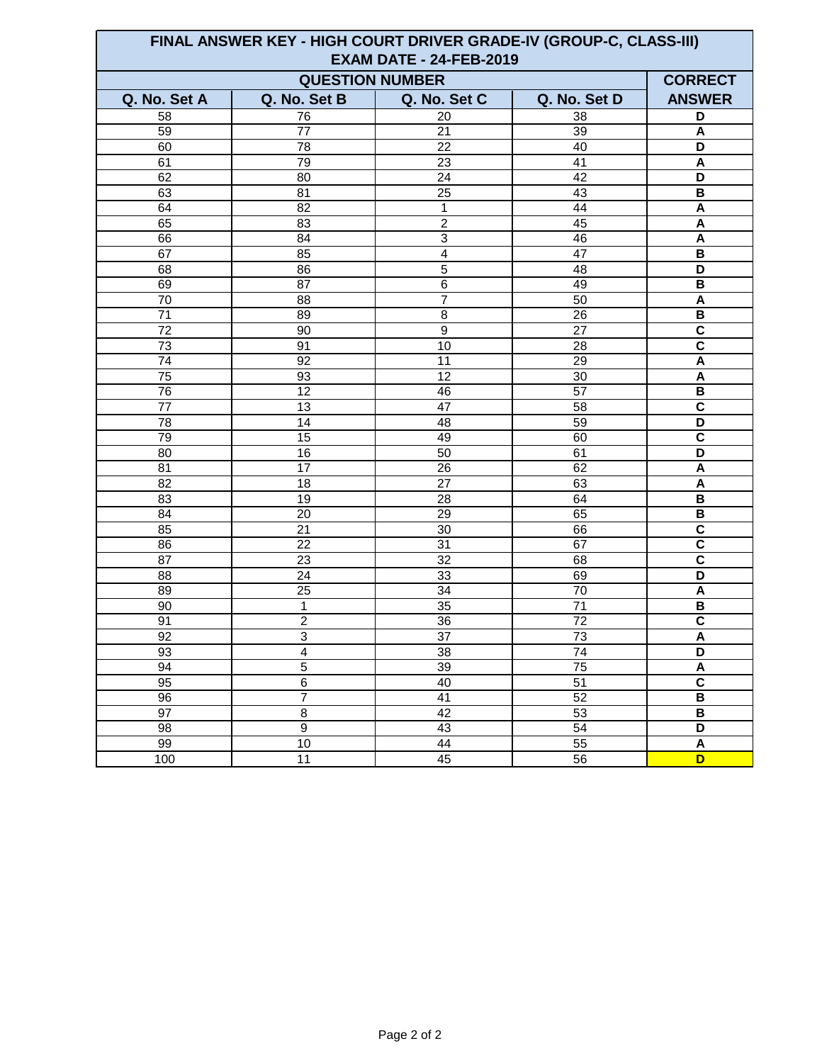| FINAL ANSWER KEY - HIGH COURT DRIVER GRADE-IV (GROUP-C, CLASS-III) EXAM DATE - 24-FEB-2019 | | | | |
|---|---|---|---|---|
| QUESTION NUMBER | | | | CORRECT |
| Q. No. Set A | Q. No. Set B | Q. No. Set C | Q. No. Set D | ANSWER |
| 58 | 76 | 20 | 38 | **D** |
| 59 | 77 | 21 | 39 | **A** |
| 60 | 78 | 22 | 40 | **D** |
| 61 | 79 | 23 | 41 | **A** |
| 62 | 80 | 24 | 42 | **D** |
| 63 | 81 | 25 | 43 | **B** |
| 64 | 82 | 1 | 44 | **A** |
| 65 | 83 | 2 | 45 | **A** |
| 66 | 84 | 3 | 46 | **A** |
| 67 | 85 | 4 | 47 | **B** |
| 68 | 86 | 5 | 48 | **D** |
| 69 | 87 | 6 | 49 | **B** |
| 70 | 88 | 7 | 50 | **A** |
| 71 | 89 | 8 | 26 | **B** |
| 72 | 90 | 9 | 27 | **C** |
| 73 | 91 | 10 | 28 | **C** |
| 74 | 92 | 11 | 29 | **A** |
| 75 | 93 | 12 | 30 | **A** |
| 76 | 12 | 46 | 57 | **B** |
| 77 | 13 | 47 | 58 | **C** |
| 78 | 14 | 48 | 59 | **D** |
| 79 | 15 | 49 | 60 | **C** |
| 80 | 16 | 50 | 61 | **D** |
| 81 | 17 | 26 | 62 | **A** |
| 82 | 18 | 27 | 63 | **A** |
| 83 | 19 | 28 | 64 | **B** |
| 84 | 20 | 29 | 65 | **B** |
| 85 | 21 | 30 | 66 | **C** |
| 86 | 22 | 31 | 67 | **C** |
| 87 | 23 | 32 | 68 | **C** |
| 88 | 24 | 33 | 69 | **D** |
| 89 | 25 | 34 | 70 | **A** |
| 90 | 1 | 35 | 71 | **B** |
| 91 | 2 | 36 | 72 | **C** |
| 92 | 3 | 37 | 73 | **A** |
| 93 | 4 | 38 | 74 | **D** |
| 94 | 5 | 39 | 75 | **A** |
| 95 | 6 | 40 | 51 | **C** |
| 96 | 7 | 41 | 52 | **B** |
| 97 | 8 | 42 | 53 | **B** |
| 98 | 9 | 43 | 54 | **D** |
| 99 | 10 | 44 | 55 | **A** |
| 100 | 11 | 45 | 56 | **D** |